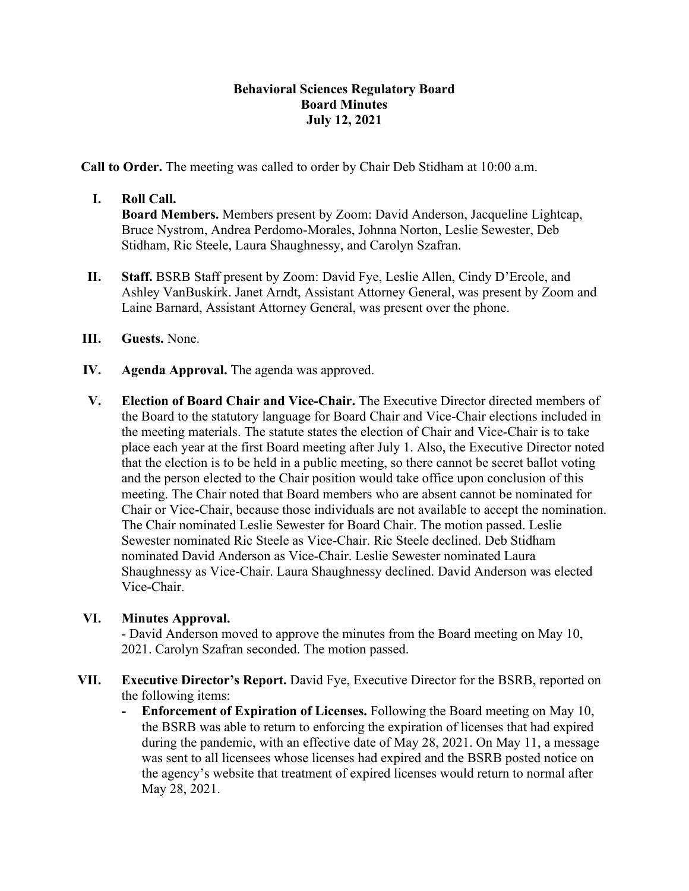**Behavioral Sciences Regulatory Board**
**Board Minutes**
**July 12, 2021**

**Call to Order.** The meeting was called to order by Chair Deb Stidham at 10:00 a.m.

I. **Roll Call.**
**Board Members.** Members present by Zoom: David Anderson, Jacqueline Lightcap, Bruce Nystrom, Andrea Perdomo-Morales, Johnna Norton, Leslie Sewester, Deb Stidham, Ric Steele, Laura Shaughnessy, and Carolyn Szafran.

II. **Staff.** BSRB Staff present by Zoom: David Fye, Leslie Allen, Cindy D'Ercole, and Ashley VanBuskirk. Janet Arndt, Assistant Attorney General, was present by Zoom and Laine Barnard, Assistant Attorney General, was present over the phone.

III. **Guests.** None.

IV. **Agenda Approval.** The agenda was approved.

V. **Election of Board Chair and Vice-Chair.** The Executive Director directed members of the Board to the statutory language for Board Chair and Vice-Chair elections included in the meeting materials. The statute states the election of Chair and Vice-Chair is to take place each year at the first Board meeting after July 1. Also, the Executive Director noted that the election is to be held in a public meeting, so there cannot be secret ballot voting and the person elected to the Chair position would take office upon conclusion of this meeting. The Chair noted that Board members who are absent cannot be nominated for Chair or Vice-Chair, because those individuals are not available to accept the nomination. The Chair nominated Leslie Sewester for Board Chair. The motion passed. Leslie Sewester nominated Ric Steele as Vice-Chair. Ric Steele declined. Deb Stidham nominated David Anderson as Vice-Chair. Leslie Sewester nominated Laura Shaughnessy as Vice-Chair. Laura Shaughnessy declined. David Anderson was elected Vice-Chair.

VI. **Minutes Approval.**
- David Anderson moved to approve the minutes from the Board meeting on May 10, 2021. Carolyn Szafran seconded. The motion passed.

VII. **Executive Director's Report.** David Fye, Executive Director for the BSRB, reported on the following items:
- **Enforcement of Expiration of Licenses.** Following the Board meeting on May 10, the BSRB was able to return to enforcing the expiration of licenses that had expired during the pandemic, with an effective date of May 28, 2021. On May 11, a message was sent to all licensees whose licenses had expired and the BSRB posted notice on the agency's website that treatment of expired licenses would return to normal after May 28, 2021.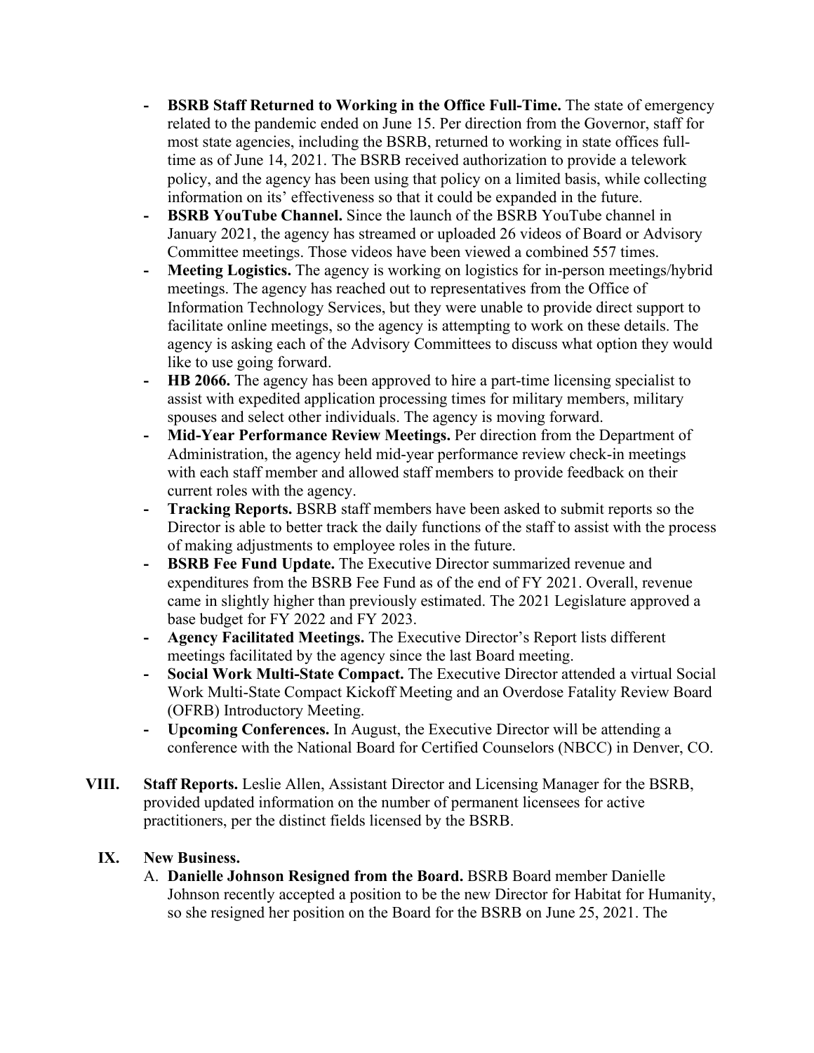- **BSRB Staff Returned to Working in the Office Full-Time.** The state of emergency related to the pandemic ended on June 15. Per direction from the Governor, staff for most state agencies, including the BSRB, returned to working in state offices full-time as of June 14, 2021. The BSRB received authorization to provide a telework policy, and the agency has been using that policy on a limited basis, while collecting information on its' effectiveness so that it could be expanded in the future.
- **BSRB YouTube Channel.** Since the launch of the BSRB YouTube channel in January 2021, the agency has streamed or uploaded 26 videos of Board or Advisory Committee meetings. Those videos have been viewed a combined 557 times.
- **Meeting Logistics.** The agency is working on logistics for in-person meetings/hybrid meetings. The agency has reached out to representatives from the Office of Information Technology Services, but they were unable to provide direct support to facilitate online meetings, so the agency is attempting to work on these details. The agency is asking each of the Advisory Committees to discuss what option they would like to use going forward.
- **HB 2066.** The agency has been approved to hire a part-time licensing specialist to assist with expedited application processing times for military members, military spouses and select other individuals. The agency is moving forward.
- **Mid-Year Performance Review Meetings.** Per direction from the Department of Administration, the agency held mid-year performance review check-in meetings with each staff member and allowed staff members to provide feedback on their current roles with the agency.
- **Tracking Reports.** BSRB staff members have been asked to submit reports so the Director is able to better track the daily functions of the staff to assist with the process of making adjustments to employee roles in the future.
- **BSRB Fee Fund Update.** The Executive Director summarized revenue and expenditures from the BSRB Fee Fund as of the end of FY 2021. Overall, revenue came in slightly higher than previously estimated. The 2021 Legislature approved a base budget for FY 2022 and FY 2023.
- **Agency Facilitated Meetings.** The Executive Director's Report lists different meetings facilitated by the agency since the last Board meeting.
- **Social Work Multi-State Compact.** The Executive Director attended a virtual Social Work Multi-State Compact Kickoff Meeting and an Overdose Fatality Review Board (OFRB) Introductory Meeting.
- **Upcoming Conferences.** In August, the Executive Director will be attending a conference with the National Board for Certified Counselors (NBCC) in Denver, CO.

**VIII. Staff Reports.** Leslie Allen, Assistant Director and Licensing Manager for the BSRB, provided updated information on the number of permanent licensees for active practitioners, per the distinct fields licensed by the BSRB.

**IX. New Business.**

A. **Danielle Johnson Resigned from the Board.** BSRB Board member Danielle Johnson recently accepted a position to be the new Director for Habitat for Humanity, so she resigned her position on the Board for the BSRB on June 25, 2021. The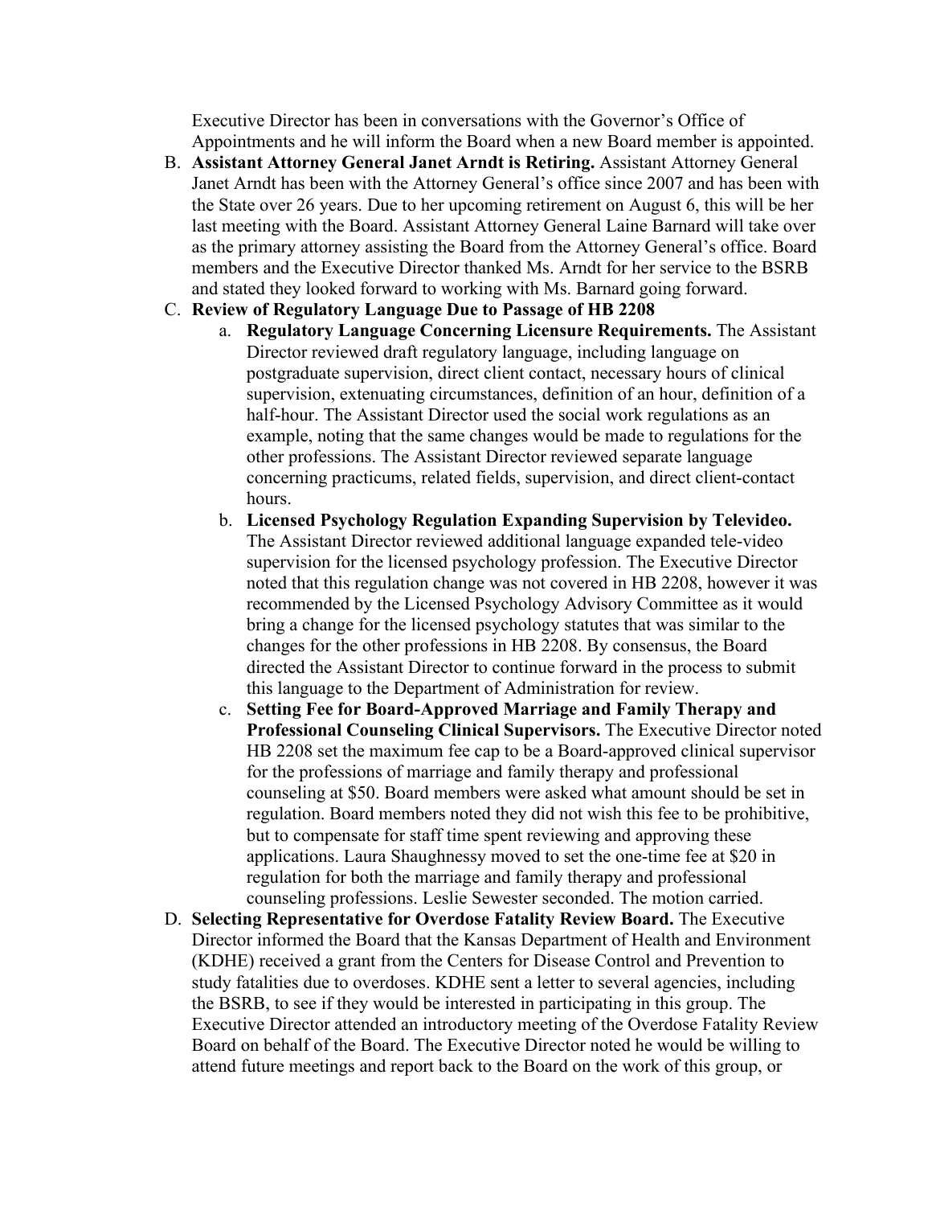Executive Director has been in conversations with the Governor's Office of Appointments and he will inform the Board when a new Board member is appointed.

B. **Assistant Attorney General Janet Arndt is Retiring.** Assistant Attorney General Janet Arndt has been with the Attorney General's office since 2007 and has been with the State over 26 years. Due to her upcoming retirement on August 6, this will be her last meeting with the Board. Assistant Attorney General Laine Barnard will take over as the primary attorney assisting the Board from the Attorney General's office. Board members and the Executive Director thanked Ms. Arndt for her service to the BSRB and stated they looked forward to working with Ms. Barnard going forward.

C. **Review of Regulatory Language Due to Passage of HB 2208**

   a. **Regulatory Language Concerning Licensure Requirements.** The Assistant Director reviewed draft regulatory language, including language on postgraduate supervision, direct client contact, necessary hours of clinical supervision, extenuating circumstances, definition of an hour, definition of a half-hour. The Assistant Director used the social work regulations as an example, noting that the same changes would be made to regulations for the other professions. The Assistant Director reviewed separate language concerning practicums, related fields, supervision, and direct client-contact hours.

   b. **Licensed Psychology Regulation Expanding Supervision by Televideo.** The Assistant Director reviewed additional language expanded tele-video supervision for the licensed psychology profession. The Executive Director noted that this regulation change was not covered in HB 2208, however it was recommended by the Licensed Psychology Advisory Committee as it would bring a change for the licensed psychology statutes that was similar to the changes for the other professions in HB 2208. By consensus, the Board directed the Assistant Director to continue forward in the process to submit this language to the Department of Administration for review.

   c. **Setting Fee for Board-Approved Marriage and Family Therapy and Professional Counseling Clinical Supervisors.** The Executive Director noted HB 2208 set the maximum fee cap to be a Board-approved clinical supervisor for the professions of marriage and family therapy and professional counseling at $50. Board members were asked what amount should be set in regulation. Board members noted they did not wish this fee to be prohibitive, but to compensate for staff time spent reviewing and approving these applications. Laura Shaughnessy moved to set the one-time fee at $20 in regulation for both the marriage and family therapy and professional counseling professions. Leslie Sewester seconded. The motion carried.

D. **Selecting Representative for Overdose Fatality Review Board.** The Executive Director informed the Board that the Kansas Department of Health and Environment (KDHE) received a grant from the Centers for Disease Control and Prevention to study fatalities due to overdoses. KDHE sent a letter to several agencies, including the BSRB, to see if they would be interested in participating in this group. The Executive Director attended an introductory meeting of the Overdose Fatality Review Board on behalf of the Board. The Executive Director noted he would be willing to attend future meetings and report back to the Board on the work of this group, or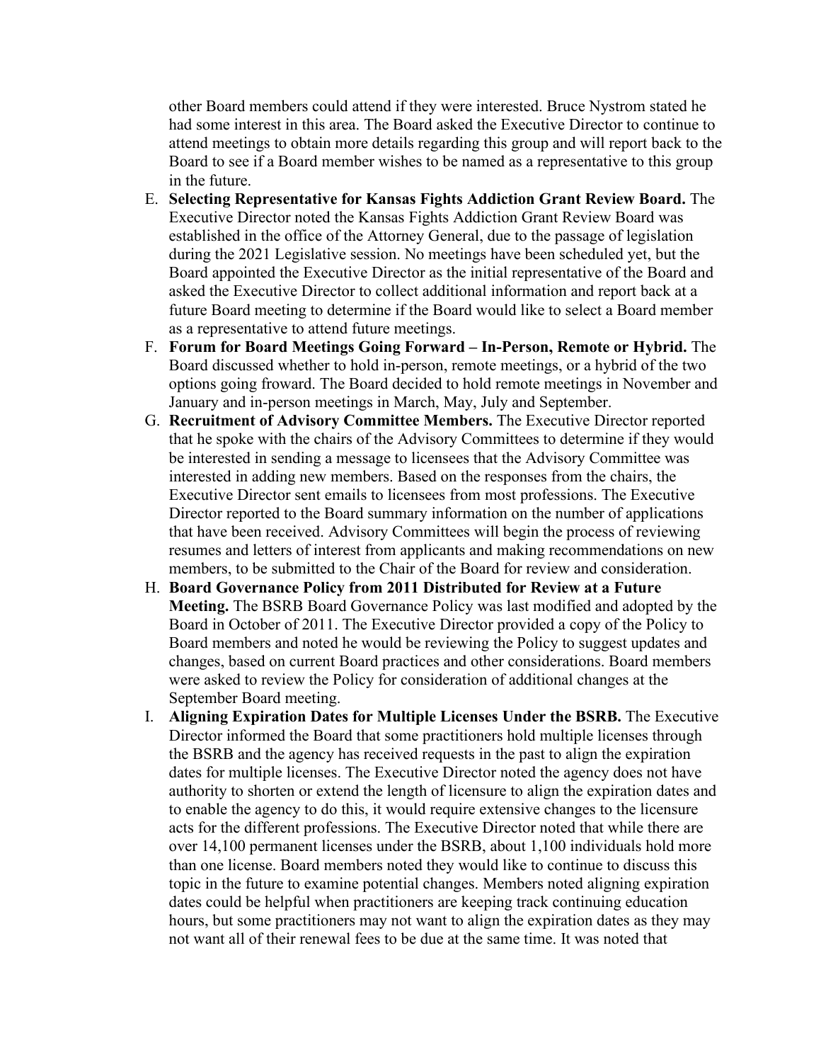other Board members could attend if they were interested. Bruce Nystrom stated he had some interest in this area. The Board asked the Executive Director to continue to attend meetings to obtain more details regarding this group and will report back to the Board to see if a Board member wishes to be named as a representative to this group in the future.

E. **Selecting Representative for Kansas Fights Addiction Grant Review Board.** The Executive Director noted the Kansas Fights Addiction Grant Review Board was established in the office of the Attorney General, due to the passage of legislation during the 2021 Legislative session. No meetings have been scheduled yet, but the Board appointed the Executive Director as the initial representative of the Board and asked the Executive Director to collect additional information and report back at a future Board meeting to determine if the Board would like to select a Board member as a representative to attend future meetings.

F. **Forum for Board Meetings Going Forward – In-Person, Remote or Hybrid.** The Board discussed whether to hold in-person, remote meetings, or a hybrid of the two options going froward. The Board decided to hold remote meetings in November and January and in-person meetings in March, May, July and September.

G. **Recruitment of Advisory Committee Members.** The Executive Director reported that he spoke with the chairs of the Advisory Committees to determine if they would be interested in sending a message to licensees that the Advisory Committee was interested in adding new members. Based on the responses from the chairs, the Executive Director sent emails to licensees from most professions. The Executive Director reported to the Board summary information on the number of applications that have been received. Advisory Committees will begin the process of reviewing resumes and letters of interest from applicants and making recommendations on new members, to be submitted to the Chair of the Board for review and consideration.

H. **Board Governance Policy from 2011 Distributed for Review at a Future Meeting.** The BSRB Board Governance Policy was last modified and adopted by the Board in October of 2011. The Executive Director provided a copy of the Policy to Board members and noted he would be reviewing the Policy to suggest updates and changes, based on current Board practices and other considerations. Board members were asked to review the Policy for consideration of additional changes at the September Board meeting.

I. **Aligning Expiration Dates for Multiple Licenses Under the BSRB.** The Executive Director informed the Board that some practitioners hold multiple licenses through the BSRB and the agency has received requests in the past to align the expiration dates for multiple licenses. The Executive Director noted the agency does not have authority to shorten or extend the length of licensure to align the expiration dates and to enable the agency to do this, it would require extensive changes to the licensure acts for the different professions. The Executive Director noted that while there are over 14,100 permanent licenses under the BSRB, about 1,100 individuals hold more than one license. Board members noted they would like to continue to discuss this topic in the future to examine potential changes. Members noted aligning expiration dates could be helpful when practitioners are keeping track continuing education hours, but some practitioners may not want to align the expiration dates as they may not want all of their renewal fees to be due at the same time. It was noted that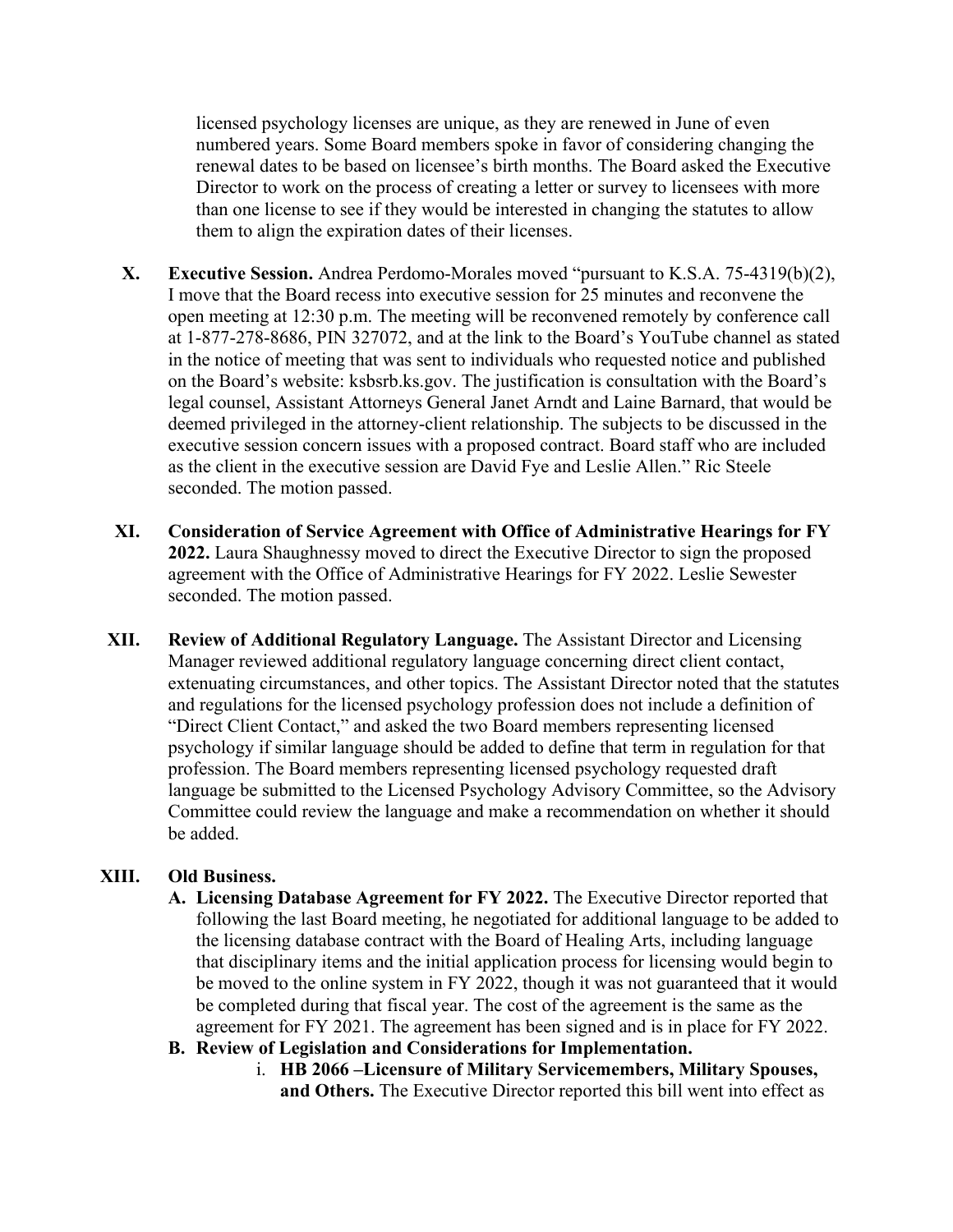licensed psychology licenses are unique, as they are renewed in June of even numbered years. Some Board members spoke in favor of considering changing the renewal dates to be based on licensee's birth months. The Board asked the Executive Director to work on the process of creating a letter or survey to licensees with more than one license to see if they would be interested in changing the statutes to allow them to align the expiration dates of their licenses.

X. **Executive Session.** Andrea Perdomo-Morales moved "pursuant to K.S.A. 75-4319(b)(2), I move that the Board recess into executive session for 25 minutes and reconvene the open meeting at 12:30 p.m. The meeting will be reconvened remotely by conference call at 1-877-278-8686, PIN 327072, and at the link to the Board's YouTube channel as stated in the notice of meeting that was sent to individuals who requested notice and published on the Board's website: ksbsrb.ks.gov. The justification is consultation with the Board's legal counsel, Assistant Attorneys General Janet Arndt and Laine Barnard, that would be deemed privileged in the attorney-client relationship. The subjects to be discussed in the executive session concern issues with a proposed contract. Board staff who are included as the client in the executive session are David Fye and Leslie Allen." Ric Steele seconded. The motion passed.

XI. **Consideration of Service Agreement with Office of Administrative Hearings for FY 2022.** Laura Shaughnessy moved to direct the Executive Director to sign the proposed agreement with the Office of Administrative Hearings for FY 2022. Leslie Sewester seconded. The motion passed.

XII. **Review of Additional Regulatory Language.** The Assistant Director and Licensing Manager reviewed additional regulatory language concerning direct client contact, extenuating circumstances, and other topics. The Assistant Director noted that the statutes and regulations for the licensed psychology profession does not include a definition of "Direct Client Contact," and asked the two Board members representing licensed psychology if similar language should be added to define that term in regulation for that profession. The Board members representing licensed psychology requested draft language be submitted to the Licensed Psychology Advisory Committee, so the Advisory Committee could review the language and make a recommendation on whether it should be added.

XIII. **Old Business.**

A. **Licensing Database Agreement for FY 2022.** The Executive Director reported that following the last Board meeting, he negotiated for additional language to be added to the licensing database contract with the Board of Healing Arts, including language that disciplinary items and the initial application process for licensing would begin to be moved to the online system in FY 2022, though it was not guaranteed that it would be completed during that fiscal year. The cost of the agreement is the same as the agreement for FY 2021. The agreement has been signed and is in place for FY 2022.

B. **Review of Legislation and Considerations for Implementation.**

i. **HB 2066 –Licensure of Military Servicemembers, Military Spouses, and Others.** The Executive Director reported this bill went into effect as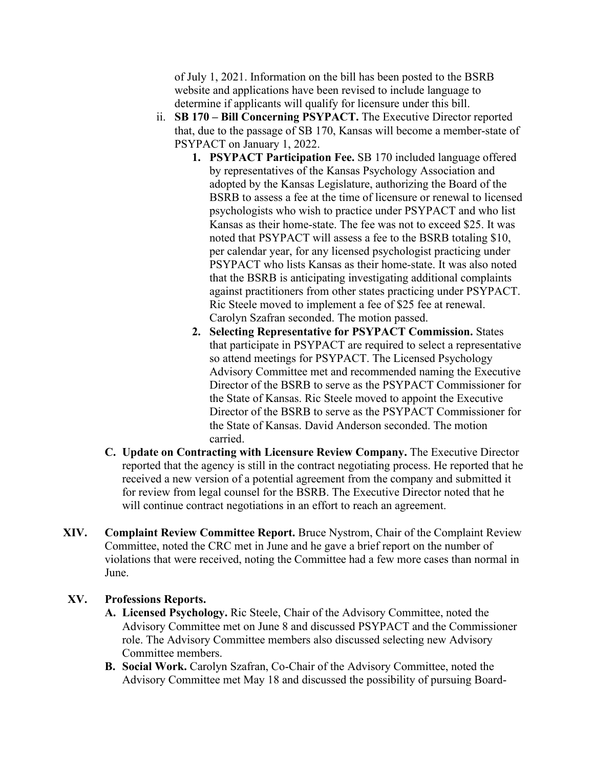of July 1, 2021. Information on the bill has been posted to the BSRB website and applications have been revised to include language to determine if applicants will qualify for licensure under this bill.

ii. **SB 170 – Bill Concerning PSYPACT.** The Executive Director reported that, due to the passage of SB 170, Kansas will become a member-state of PSYPACT on January 1, 2022.

1. **PSYPACT Participation Fee.** SB 170 included language offered by representatives of the Kansas Psychology Association and adopted by the Kansas Legislature, authorizing the Board of the BSRB to assess a fee at the time of licensure or renewal to licensed psychologists who wish to practice under PSYPACT and who list Kansas as their home-state. The fee was not to exceed $25. It was noted that PSYPACT will assess a fee to the BSRB totaling $10, per calendar year, for any licensed psychologist practicing under PSYPACT who lists Kansas as their home-state. It was also noted that the BSRB is anticipating investigating additional complaints against practitioners from other states practicing under PSYPACT. Ric Steele moved to implement a fee of $25 fee at renewal. Carolyn Szafran seconded. The motion passed.
2. **Selecting Representative for PSYPACT Commission.** States that participate in PSYPACT are required to select a representative so attend meetings for PSYPACT. The Licensed Psychology Advisory Committee met and recommended naming the Executive Director of the BSRB to serve as the PSYPACT Commissioner for the State of Kansas. Ric Steele moved to appoint the Executive Director of the BSRB to serve as the PSYPACT Commissioner for the State of Kansas. David Anderson seconded. The motion carried.

**C. Update on Contracting with Licensure Review Company.** The Executive Director reported that the agency is still in the contract negotiating process. He reported that he received a new version of a potential agreement from the company and submitted it for review from legal counsel for the BSRB. The Executive Director noted that he will continue contract negotiations in an effort to reach an agreement.

**XIV. Complaint Review Committee Report.** Bruce Nystrom, Chair of the Complaint Review Committee, noted the CRC met in June and he gave a brief report on the number of violations that were received, noting the Committee had a few more cases than normal in June.

**XV. Professions Reports.**

**A. Licensed Psychology.** Ric Steele, Chair of the Advisory Committee, noted the Advisory Committee met on June 8 and discussed PSYPACT and the Commissioner role. The Advisory Committee members also discussed selecting new Advisory Committee members.

**B. Social Work.** Carolyn Szafran, Co-Chair of the Advisory Committee, noted the Advisory Committee met May 18 and discussed the possibility of pursuing Board-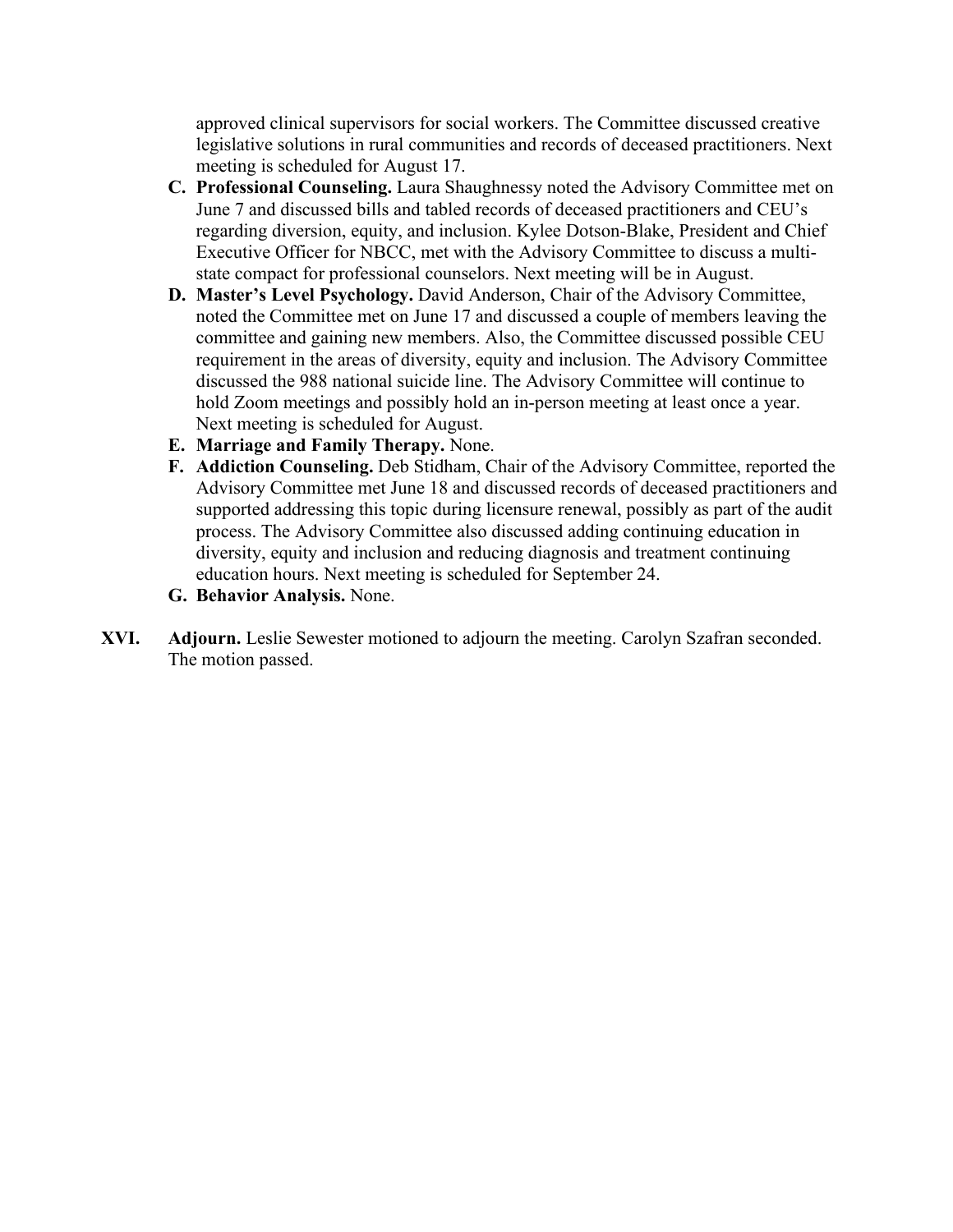approved clinical supervisors for social workers. The Committee discussed creative legislative solutions in rural communities and records of deceased practitioners. Next meeting is scheduled for August 17.

C. **Professional Counseling.** Laura Shaughnessy noted the Advisory Committee met on June 7 and discussed bills and tabled records of deceased practitioners and CEU's regarding diversion, equity, and inclusion. Kylee Dotson-Blake, President and Chief Executive Officer for NBCC, met with the Advisory Committee to discuss a multi-state compact for professional counselors. Next meeting will be in August.

D. **Master's Level Psychology.** David Anderson, Chair of the Advisory Committee, noted the Committee met on June 17 and discussed a couple of members leaving the committee and gaining new members. Also, the Committee discussed possible CEU requirement in the areas of diversity, equity and inclusion. The Advisory Committee discussed the 988 national suicide line. The Advisory Committee will continue to hold Zoom meetings and possibly hold an in-person meeting at least once a year. Next meeting is scheduled for August.

E. **Marriage and Family Therapy.** None.

F. **Addiction Counseling.** Deb Stidham, Chair of the Advisory Committee, reported the Advisory Committee met June 18 and discussed records of deceased practitioners and supported addressing this topic during licensure renewal, possibly as part of the audit process. The Advisory Committee also discussed adding continuing education in diversity, equity and inclusion and reducing diagnosis and treatment continuing education hours. Next meeting is scheduled for September 24.

G. **Behavior Analysis.** None.

**XVI. Adjourn.** Leslie Sewester motioned to adjourn the meeting. Carolyn Szafran seconded. The motion passed.